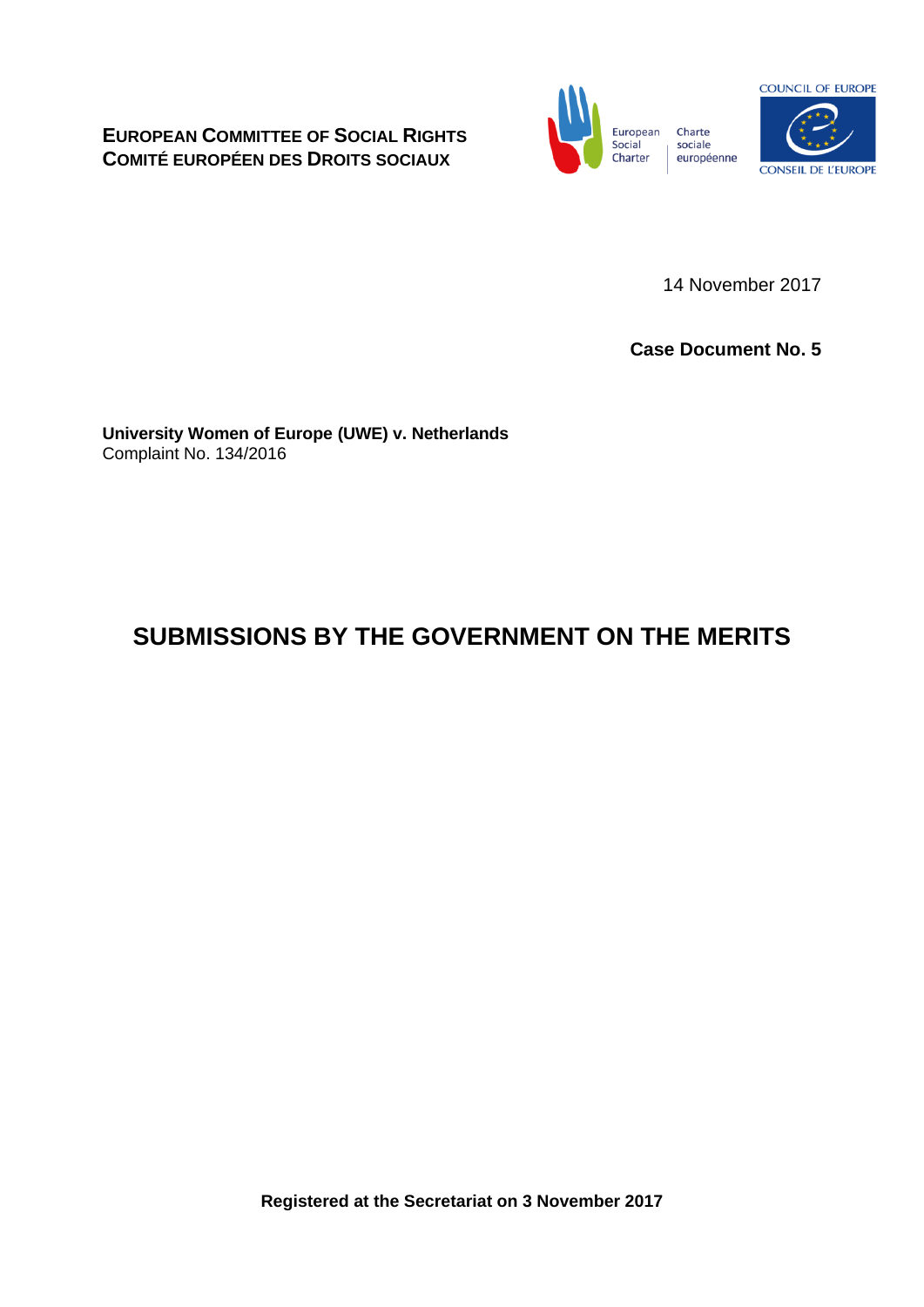**EUROPEAN COMMITTEE OF SOCIAL RIGHTS**
**COMITÉ EUROPÉEN DES DROITS SOCIAUX**

European Social Charter | Charte sociale européenne

COUNCIL OF EUROPE
CONSEIL DE L'EUROPE

14 November 2017

**Case Document No. 5**

**University Women of Europe (UWE) v. Netherlands**
Complaint No. 134/2016

# SUBMISSIONS BY THE GOVERNMENT ON THE MERITS

**Registered at the Secretariat on 3 November 2017**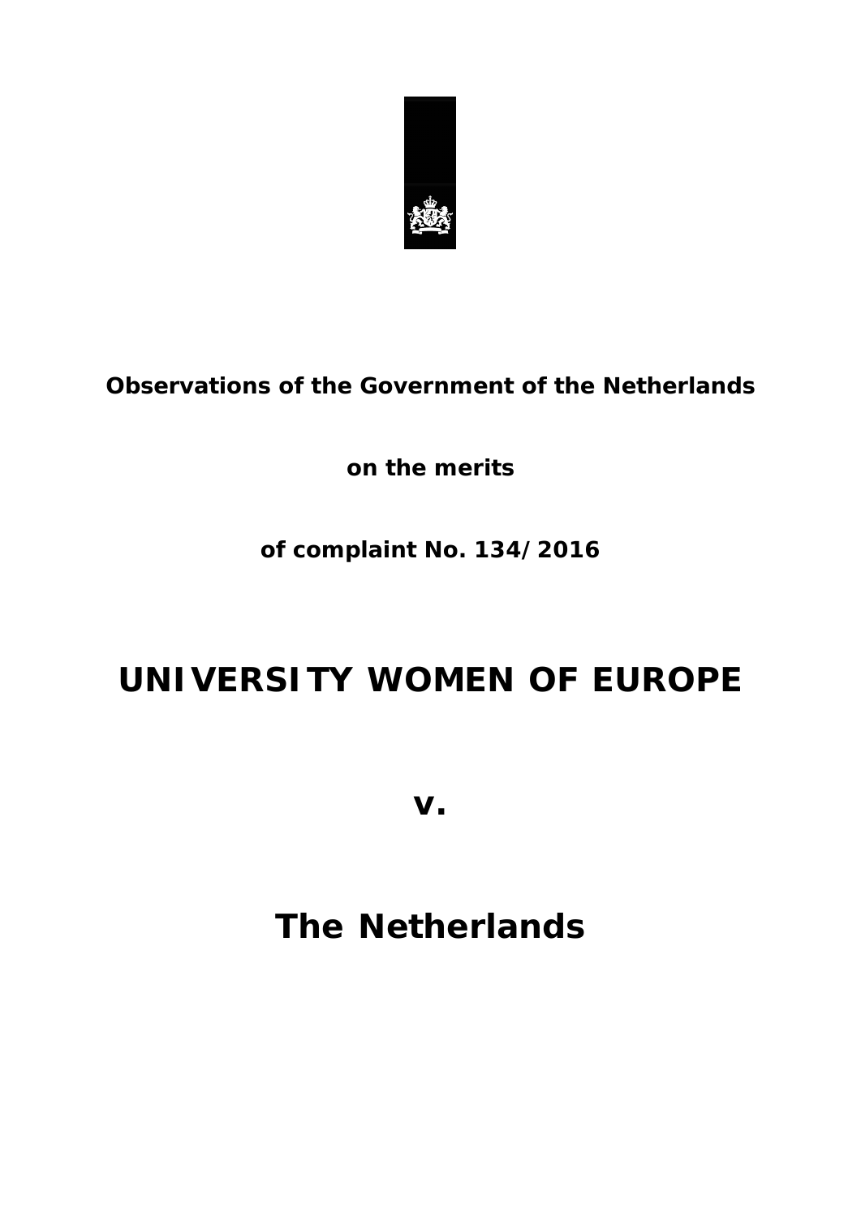**Observations of the Government of the Netherlands**

**on the merits**

**of complaint No. 134/2016**

# UNIVERSITY WOMEN OF EUROPE

**v.**

# The Netherlands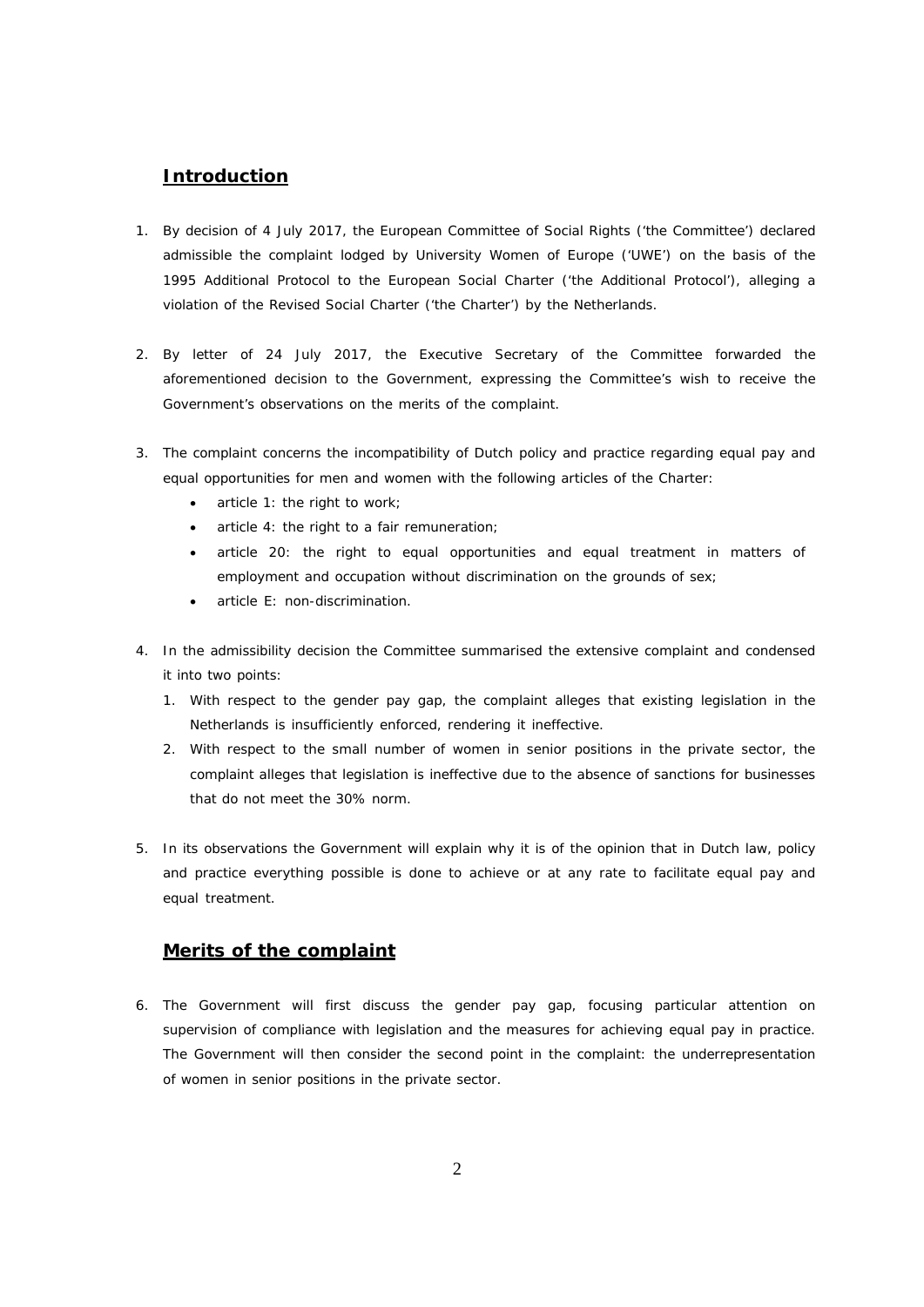## Introduction

1. By decision of 4 July 2017, the European Committee of Social Rights ('the Committee') declared admissible the complaint lodged by University Women of Europe ('UWE') on the basis of the 1995 Additional Protocol to the European Social Charter ('the Additional Protocol'), alleging a violation of the Revised Social Charter ('the Charter') by the Netherlands.

2. By letter of 24 July 2017, the Executive Secretary of the Committee forwarded the aforementioned decision to the Government, expressing the Committee's wish to receive the Government's observations on the merits of the complaint.

3. The complaint concerns the incompatibility of Dutch policy and practice regarding equal pay and equal opportunities for men and women with the following articles of the Charter:
   - article 1: the right to work;
   - article 4: the right to a fair remuneration;
   - article 20: the right to equal opportunities and equal treatment in matters of employment and occupation without discrimination on the grounds of sex;
   - article E: non-discrimination.

4. In the admissibility decision the Committee summarised the extensive complaint and condensed it into two points:
   1. With respect to the gender pay gap, the complaint alleges that existing legislation in the Netherlands is insufficiently enforced, rendering it ineffective.
   2. With respect to the small number of women in senior positions in the private sector, the complaint alleges that legislation is ineffective due to the absence of sanctions for businesses that do not meet the 30% norm.

5. In its observations the Government will explain why it is of the opinion that in Dutch law, policy and practice everything possible is done to achieve or at any rate to facilitate equal pay and equal treatment.

## Merits of the complaint

6. The Government will first discuss the gender pay gap, focusing particular attention on supervision of compliance with legislation and the measures for achieving equal pay in practice. The Government will then consider the second point in the complaint: the underrepresentation of women in senior positions in the private sector.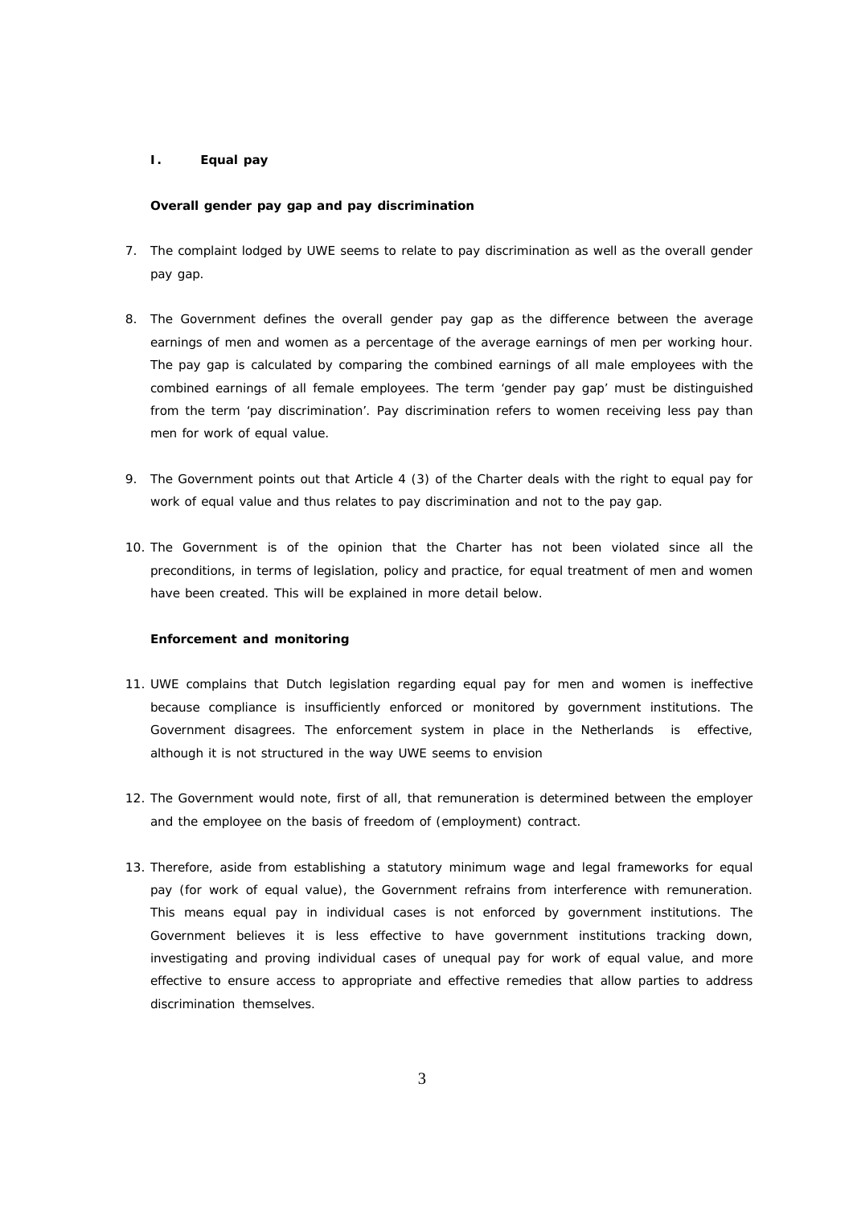## I. Equal pay

### Overall gender pay gap and pay discrimination

7. The complaint lodged by UWE seems to relate to pay discrimination as well as the overall gender pay gap.

8. The Government defines the overall gender pay gap as the difference between the average earnings of men and women as a percentage of the average earnings of men per working hour. The pay gap is calculated by comparing the combined earnings of all male employees with the combined earnings of all female employees. The term 'gender pay gap' must be distinguished from the term 'pay discrimination'. Pay discrimination refers to women receiving less pay than men for work of equal value.

9. The Government points out that Article 4 (3) of the Charter deals with the right to equal pay for work of equal value and thus relates to pay discrimination and not to the pay gap.

10. The Government is of the opinion that the Charter has not been violated since all the preconditions, in terms of legislation, policy and practice, for equal treatment of men and women have been created. This will be explained in more detail below.

### Enforcement and monitoring

11. UWE complains that Dutch legislation regarding equal pay for men and women is ineffective because compliance is insufficiently enforced or monitored by government institutions. The Government disagrees. The enforcement system in place in the Netherlands is effective, although it is not structured in the way UWE seems to envision

12. The Government would note, first of all, that remuneration is determined between the employer and the employee on the basis of freedom of (employment) contract.

13. Therefore, aside from establishing a statutory minimum wage and legal frameworks for equal pay (for work of equal value), the Government refrains from interference with remuneration. This means equal pay in individual cases is not enforced by government institutions. The Government believes it is less effective to have government institutions tracking down, investigating and proving individual cases of unequal pay for work of equal value, and more effective to ensure access to appropriate and effective remedies that allow parties to address discrimination themselves.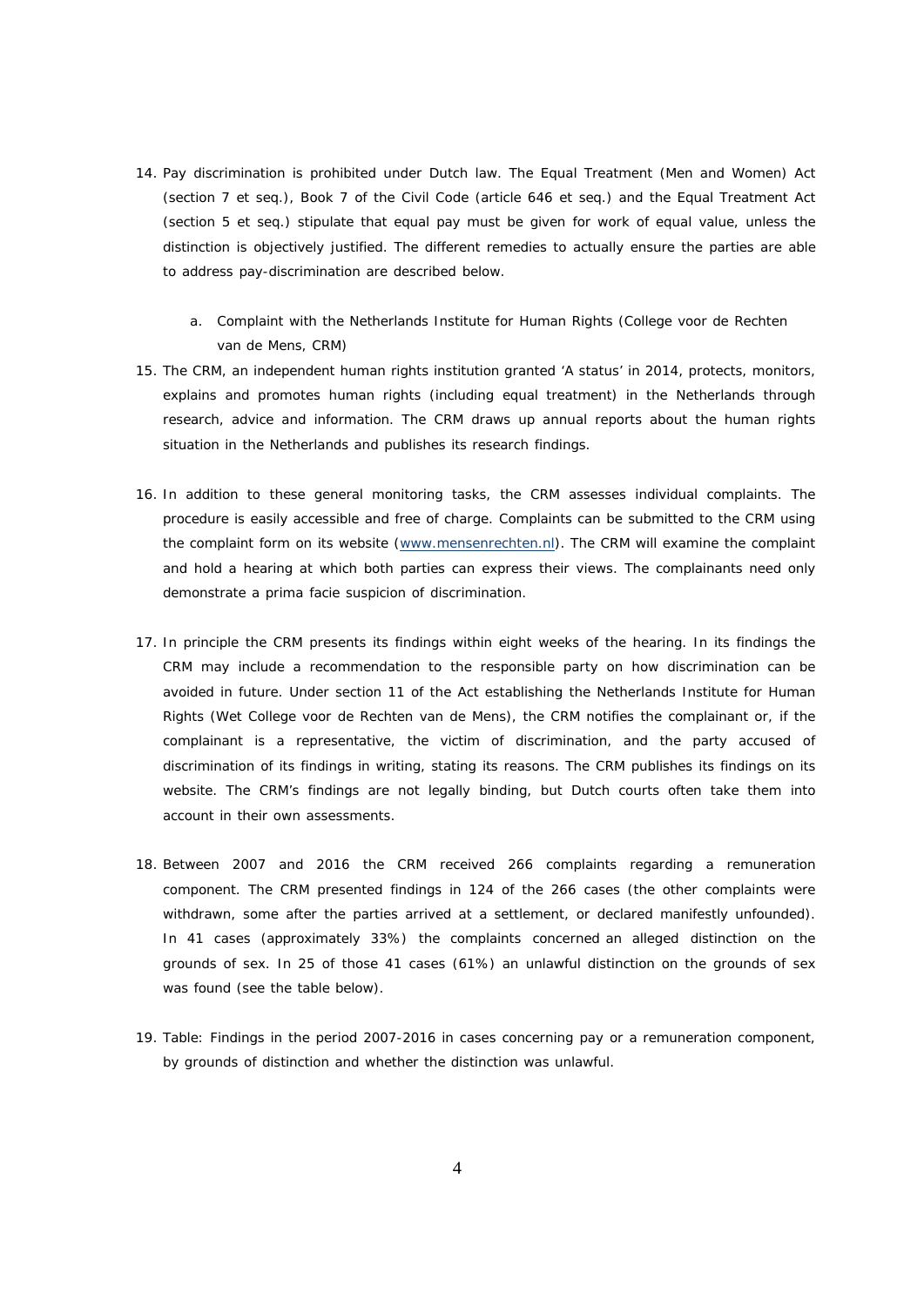14. Pay discrimination is prohibited under Dutch law. The Equal Treatment (Men and Women) Act (section 7 et seq.), Book 7 of the Civil Code (article 646 et seq.) and the Equal Treatment Act (section 5 et seq.) stipulate that equal pay must be given for work of equal value, unless the distinction is objectively justified. The different remedies to actually ensure the parties are able to address pay-discrimination are described below.

    a. Complaint with the Netherlands Institute for Human Rights (College voor de Rechten van de Mens, CRM)

15. The CRM, an independent human rights institution granted 'A status' in 2014, protects, monitors, explains and promotes human rights (including equal treatment) in the Netherlands through research, advice and information. The CRM draws up annual reports about the human rights situation in the Netherlands and publishes its research findings.

16. In addition to these general monitoring tasks, the CRM assesses individual complaints. The procedure is easily accessible and free of charge. Complaints can be submitted to the CRM using the complaint form on its website (www.mensenrechten.nl). The CRM will examine the complaint and hold a hearing at which both parties can express their views. The complainants need only demonstrate a prima facie suspicion of discrimination.

17. In principle the CRM presents its findings within eight weeks of the hearing. In its findings the CRM may include a recommendation to the responsible party on how discrimination can be avoided in future. Under section 11 of the Act establishing the Netherlands Institute for Human Rights (Wet College voor de Rechten van de Mens), the CRM notifies the complainant or, if the complainant is a representative, the victim of discrimination, and the party accused of discrimination of its findings in writing, stating its reasons. The CRM publishes its findings on its website. The CRM's findings are not legally binding, but Dutch courts often take them into account in their own assessments.

18. Between 2007 and 2016 the CRM received 266 complaints regarding a remuneration component. The CRM presented findings in 124 of the 266 cases (the other complaints were withdrawn, some after the parties arrived at a settlement, or declared manifestly unfounded). In 41 cases (approximately 33%) the complaints concerned an alleged distinction on the grounds of sex. In 25 of those 41 cases (61%) an unlawful distinction on the grounds of sex was found (see the table below).

19. Table: Findings in the period 2007-2016 in cases concerning pay or a remuneration component, by grounds of distinction and whether the distinction was unlawful.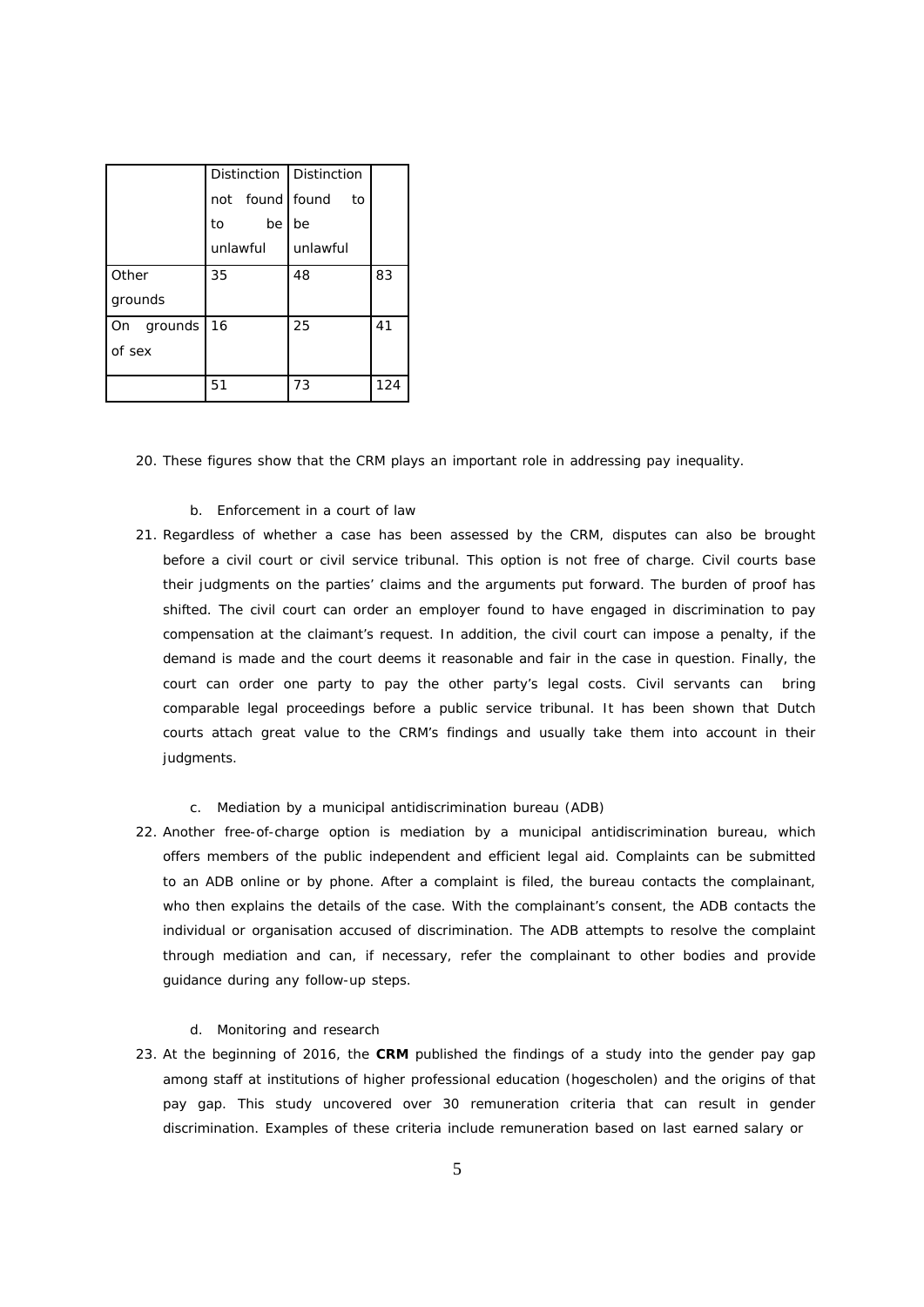| | Distinction not found to be unlawful | Distinction found to be unlawful | |
|---|---|---|---|
| Other grounds | 35 | 48 | 83 |
| On grounds of sex | 16 | 25 | 41 |
| | 51 | 73 | 124 |

20. These figures show that the CRM plays an important role in addressing pay inequality.

b. Enforcement in a court of law

21. Regardless of whether a case has been assessed by the CRM, disputes can also be brought before a civil court or civil service tribunal. This option is not free of charge. Civil courts base their judgments on the parties' claims and the arguments put forward. The burden of proof has shifted. The civil court can order an employer found to have engaged in discrimination to pay compensation at the claimant's request. In addition, the civil court can impose a penalty, if the demand is made and the court deems it reasonable and fair in the case in question. Finally, the court can order one party to pay the other party's legal costs. Civil servants can bring comparable legal proceedings before a public service tribunal. It has been shown that Dutch courts attach great value to the CRM's findings and usually take them into account in their judgments.

c. Mediation by a municipal antidiscrimination bureau (ADB)

22. Another free-of-charge option is mediation by a municipal antidiscrimination bureau, which offers members of the public independent and efficient legal aid. Complaints can be submitted to an ADB online or by phone. After a complaint is filed, the bureau contacts the complainant, who then explains the details of the case. With the complainant's consent, the ADB contacts the individual or organisation accused of discrimination. The ADB attempts to resolve the complaint through mediation and can, if necessary, refer the complainant to other bodies and provide guidance during any follow-up steps.

d. Monitoring and research

23. At the beginning of 2016, the **CRM** published the findings of a study into the gender pay gap among staff at institutions of higher professional education (hogescholen) and the origins of that pay gap. This study uncovered over 30 remuneration criteria that can result in gender discrimination. Examples of these criteria include remuneration based on last earned salary or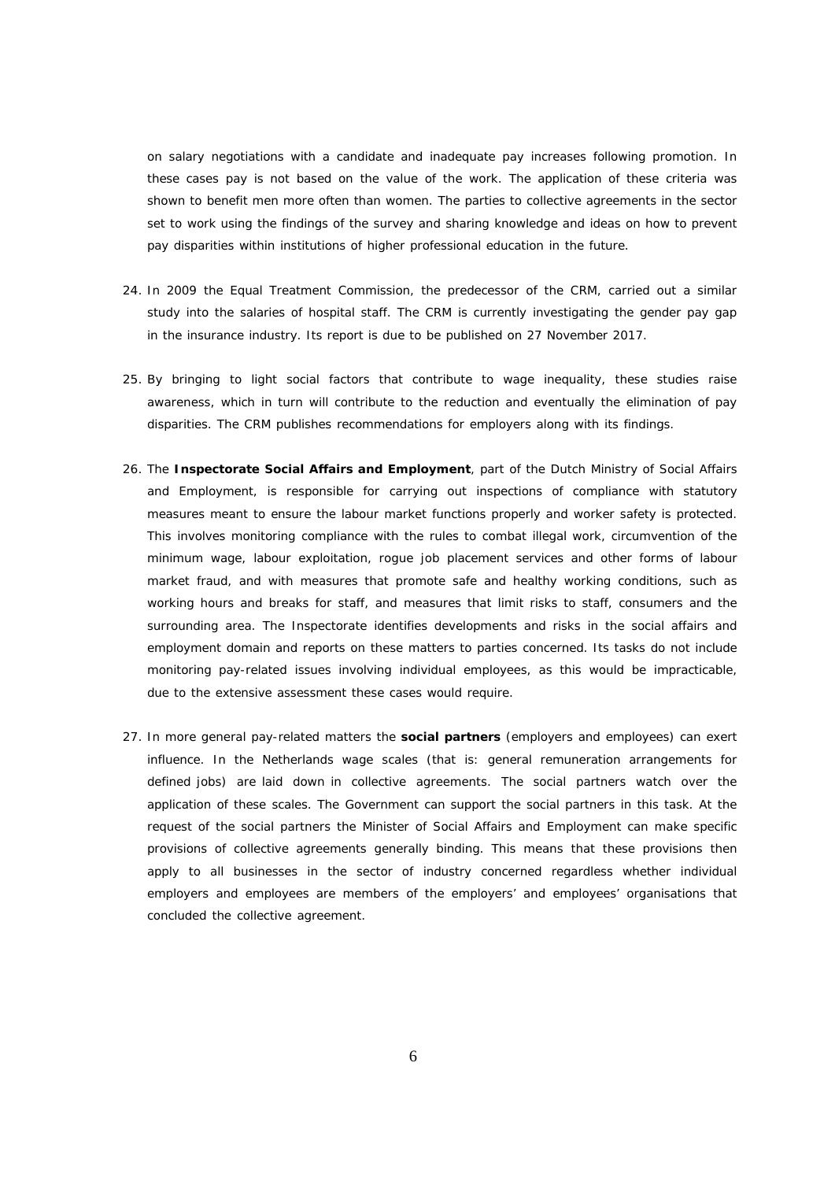on salary negotiations with a candidate and inadequate pay increases following promotion. In these cases pay is not based on the value of the work. The application of these criteria was shown to benefit men more often than women. The parties to collective agreements in the sector set to work using the findings of the survey and sharing knowledge and ideas on how to prevent pay disparities within institutions of higher professional education in the future.

24. In 2009 the Equal Treatment Commission, the predecessor of the CRM, carried out a similar study into the salaries of hospital staff. The CRM is currently investigating the gender pay gap in the insurance industry. Its report is due to be published on 27 November 2017.

25. By bringing to light social factors that contribute to wage inequality, these studies raise awareness, which in turn will contribute to the reduction and eventually the elimination of pay disparities. The CRM publishes recommendations for employers along with its findings.

26. The **Inspectorate Social Affairs and Employment**, part of the Dutch Ministry of Social Affairs and Employment, is responsible for carrying out inspections of compliance with statutory measures meant to ensure the labour market functions properly and worker safety is protected. This involves monitoring compliance with the rules to combat illegal work, circumvention of the minimum wage, labour exploitation, rogue job placement services and other forms of labour market fraud, and with measures that promote safe and healthy working conditions, such as working hours and breaks for staff, and measures that limit risks to staff, consumers and the surrounding area. The Inspectorate identifies developments and risks in the social affairs and employment domain and reports on these matters to parties concerned. Its tasks do not include monitoring pay-related issues involving individual employees, as this would be impracticable, due to the extensive assessment these cases would require.

27. In more general pay-related matters the **social partners** (employers and employees) can exert influence. In the Netherlands wage scales (that is: general remuneration arrangements for defined jobs) are laid down in collective agreements. The social partners watch over the application of these scales. The Government can support the social partners in this task. At the request of the social partners the Minister of Social Affairs and Employment can make specific provisions of collective agreements generally binding. This means that these provisions then apply to all businesses in the sector of industry concerned regardless whether individual employers and employees are members of the employers' and employees' organisations that concluded the collective agreement.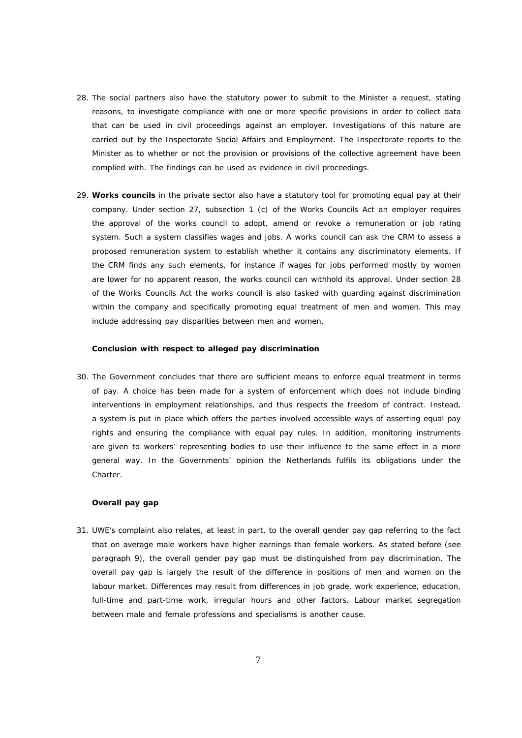28. The social partners also have the statutory power to submit to the Minister a request, stating reasons, to investigate compliance with one or more specific provisions in order to collect data that can be used in civil proceedings against an employer. Investigations of this nature are carried out by the Inspectorate Social Affairs and Employment. The Inspectorate reports to the Minister as to whether or not the provision or provisions of the collective agreement have been complied with. The findings can be used as evidence in civil proceedings.

29. **Works councils** in the private sector also have a statutory tool for promoting equal pay at their company. Under section 27, subsection 1 (c) of the Works Councils Act an employer requires the approval of the works council to adopt, amend or revoke a remuneration or job rating system. Such a system classifies wages and jobs. A works council can ask the CRM to assess a proposed remuneration system to establish whether it contains any discriminatory elements. If the CRM finds any such elements, for instance if wages for jobs performed mostly by women are lower for no apparent reason, the works council can withhold its approval. Under section 28 of the Works Councils Act the works council is also tasked with guarding against discrimination within the company and specifically promoting equal treatment of men and women. This may include addressing pay disparities between men and women.

**Conclusion with respect to alleged pay discrimination**

30. The Government concludes that there are sufficient means to enforce equal treatment in terms of pay. A choice has been made for a system of enforcement which does not include binding interventions in employment relationships, and thus respects the freedom of contract. Instead, a system is put in place which offers the parties involved accessible ways of asserting equal pay rights and ensuring the compliance with equal pay rules. In addition, monitoring instruments are given to workers' representing bodies to use their influence to the same effect in a more general way. In the Governments' opinion the Netherlands fulfils its obligations under the Charter.

**Overall pay gap**

31. UWE's complaint also relates, at least in part, to the overall gender pay gap referring to the fact that on average male workers have higher earnings than female workers. As stated before (see paragraph 9), the overall gender pay gap must be distinguished from pay discrimination. The overall pay gap is largely the result of the difference in positions of men and women on the labour market. Differences may result from differences in job grade, work experience, education, full-time and part-time work, irregular hours and other factors. Labour market segregation between male and female professions and specialisms is another cause.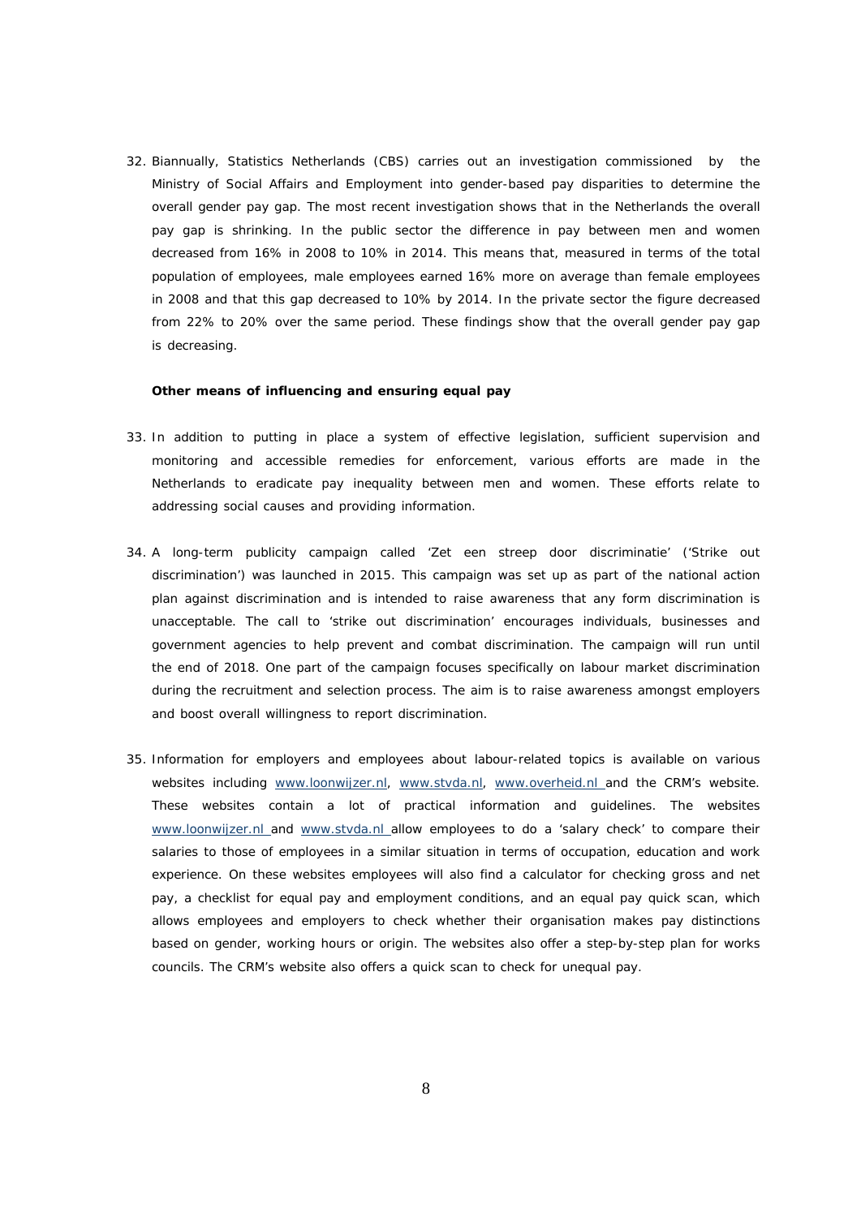32. Biannually, Statistics Netherlands (CBS) carries out an investigation commissioned by the Ministry of Social Affairs and Employment into gender-based pay disparities to determine the overall gender pay gap. The most recent investigation shows that in the Netherlands the overall pay gap is shrinking. In the public sector the difference in pay between men and women decreased from 16% in 2008 to 10% in 2014. This means that, measured in terms of the total population of employees, male employees earned 16% more on average than female employees in 2008 and that this gap decreased to 10% by 2014. In the private sector the figure decreased from 22% to 20% over the same period. These findings show that the overall gender pay gap is decreasing.

**Other means of influencing and ensuring equal pay**

33. In addition to putting in place a system of effective legislation, sufficient supervision and monitoring and accessible remedies for enforcement, various efforts are made in the Netherlands to eradicate pay inequality between men and women. These efforts relate to addressing social causes and providing information.

34. A long-term publicity campaign called 'Zet een streep door discriminatie' ('Strike out discrimination') was launched in 2015. This campaign was set up as part of the national action plan against discrimination and is intended to raise awareness that any form discrimination is unacceptable. The call to 'strike out discrimination' encourages individuals, businesses and government agencies to help prevent and combat discrimination. The campaign will run until the end of 2018. One part of the campaign focuses specifically on labour market discrimination during the recruitment and selection process. The aim is to raise awareness amongst employers and boost overall willingness to report discrimination.

35. Information for employers and employees about labour-related topics is available on various websites including www.loonwijzer.nl, www.stvda.nl, www.overheid.nl and the CRM's website. These websites contain a lot of practical information and guidelines. The websites www.loonwijzer.nl and www.stvda.nl allow employees to do a 'salary check' to compare their salaries to those of employees in a similar situation in terms of occupation, education and work experience. On these websites employees will also find a calculator for checking gross and net pay, a checklist for equal pay and employment conditions, and an equal pay quick scan, which allows employees and employers to check whether their organisation makes pay distinctions based on gender, working hours or origin. The websites also offer a step-by-step plan for works councils. The CRM's website also offers a quick scan to check for unequal pay.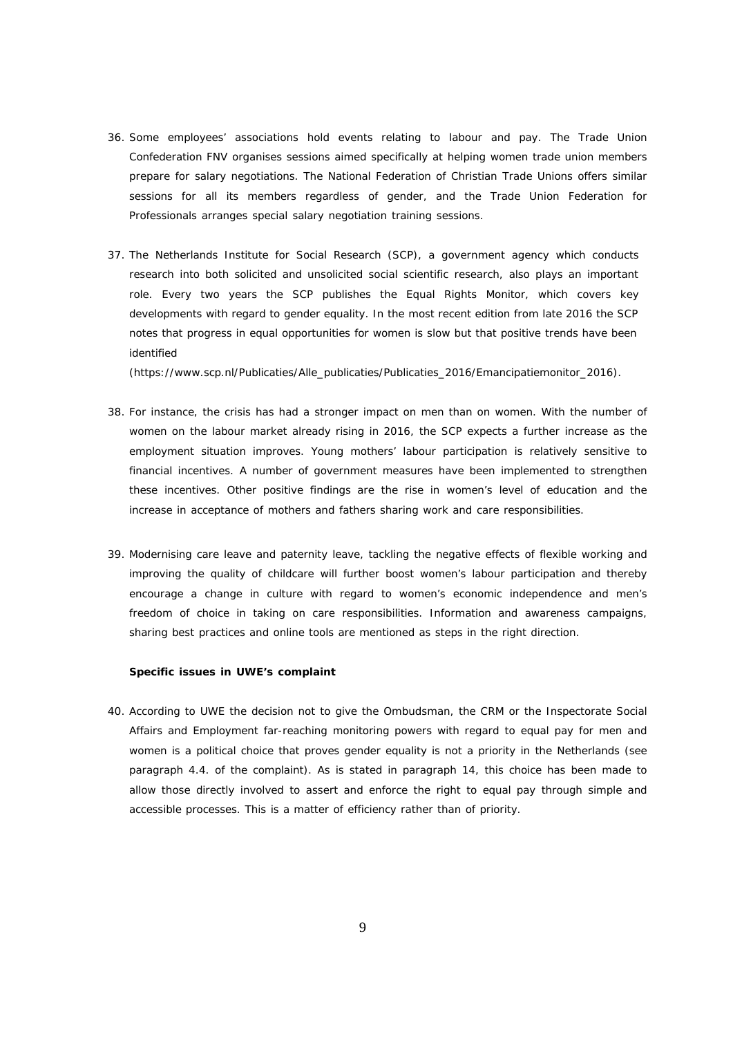36. Some employees' associations hold events relating to labour and pay. The Trade Union Confederation FNV organises sessions aimed specifically at helping women trade union members prepare for salary negotiations. The National Federation of Christian Trade Unions offers similar sessions for all its members regardless of gender, and the Trade Union Federation for Professionals arranges special salary negotiation training sessions.

37. The Netherlands Institute for Social Research (SCP), a government agency which conducts research into both solicited and unsolicited social scientific research, also plays an important role. Every two years the SCP publishes the Equal Rights Monitor, which covers key developments with regard to gender equality. In the most recent edition from late 2016 the SCP notes that progress in equal opportunities for women is slow but that positive trends have been identified (https://www.scp.nl/Publicaties/Alle_publicaties/Publicaties_2016/Emancipatiemonitor_2016).

38. For instance, the crisis has had a stronger impact on men than on women. With the number of women on the labour market already rising in 2016, the SCP expects a further increase as the employment situation improves. Young mothers' labour participation is relatively sensitive to financial incentives. A number of government measures have been implemented to strengthen these incentives. Other positive findings are the rise in women's level of education and the increase in acceptance of mothers and fathers sharing work and care responsibilities.

39. Modernising care leave and paternity leave, tackling the negative effects of flexible working and improving the quality of childcare will further boost women's labour participation and thereby encourage a change in culture with regard to women's economic independence and men's freedom of choice in taking on care responsibilities. Information and awareness campaigns, sharing best practices and online tools are mentioned as steps in the right direction.

**Specific issues in UWE's complaint**

40. According to UWE the decision not to give the Ombudsman, the CRM or the Inspectorate Social Affairs and Employment far-reaching monitoring powers with regard to equal pay for men and women is a political choice that proves gender equality is not a priority in the Netherlands (see paragraph 4.4. of the complaint). As is stated in paragraph 14, this choice has been made to allow those directly involved to assert and enforce the right to equal pay through simple and accessible processes. This is a matter of efficiency rather than of priority.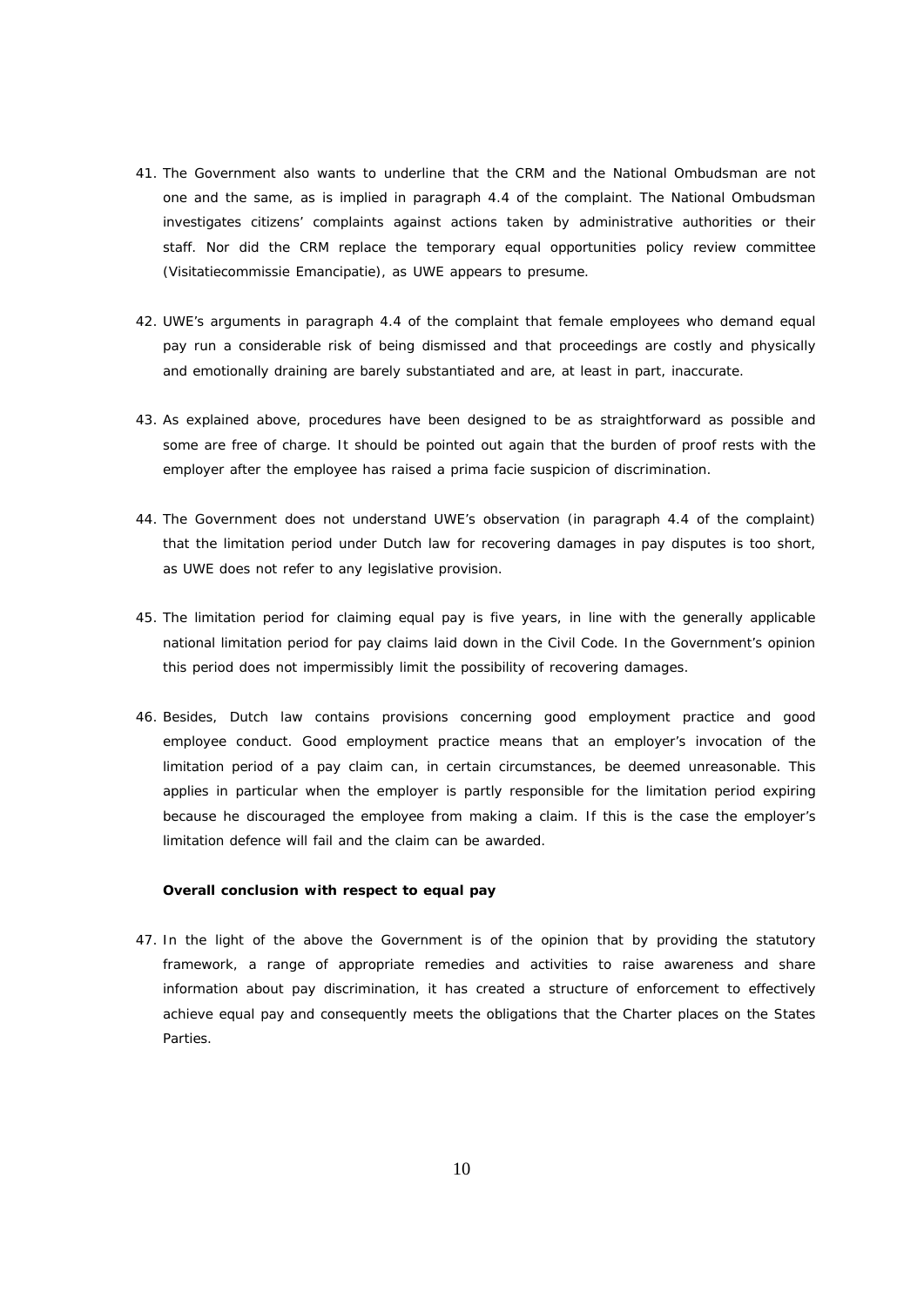41. The Government also wants to underline that the CRM and the National Ombudsman are not one and the same, as is implied in paragraph 4.4 of the complaint. The National Ombudsman investigates citizens' complaints against actions taken by administrative authorities or their staff. Nor did the CRM replace the temporary equal opportunities policy review committee (Visitatiecommissie Emancipatie), as UWE appears to presume.

42. UWE's arguments in paragraph 4.4 of the complaint that female employees who demand equal pay run a considerable risk of being dismissed and that proceedings are costly and physically and emotionally draining are barely substantiated and are, at least in part, inaccurate.

43. As explained above, procedures have been designed to be as straightforward as possible and some are free of charge. It should be pointed out again that the burden of proof rests with the employer after the employee has raised a prima facie suspicion of discrimination.

44. The Government does not understand UWE's observation (in paragraph 4.4 of the complaint) that the limitation period under Dutch law for recovering damages in pay disputes is too short, as UWE does not refer to any legislative provision.

45. The limitation period for claiming equal pay is five years, in line with the generally applicable national limitation period for pay claims laid down in the Civil Code. In the Government's opinion this period does not impermissibly limit the possibility of recovering damages.

46. Besides, Dutch law contains provisions concerning good employment practice and good employee conduct. Good employment practice means that an employer's invocation of the limitation period of a pay claim can, in certain circumstances, be deemed unreasonable. This applies in particular when the employer is partly responsible for the limitation period expiring because he discouraged the employee from making a claim. If this is the case the employer's limitation defence will fail and the claim can be awarded.

**Overall conclusion with respect to equal pay**

47. In the light of the above the Government is of the opinion that by providing the statutory framework, a range of appropriate remedies and activities to raise awareness and share information about pay discrimination, it has created a structure of enforcement to effectively achieve equal pay and consequently meets the obligations that the Charter places on the States Parties.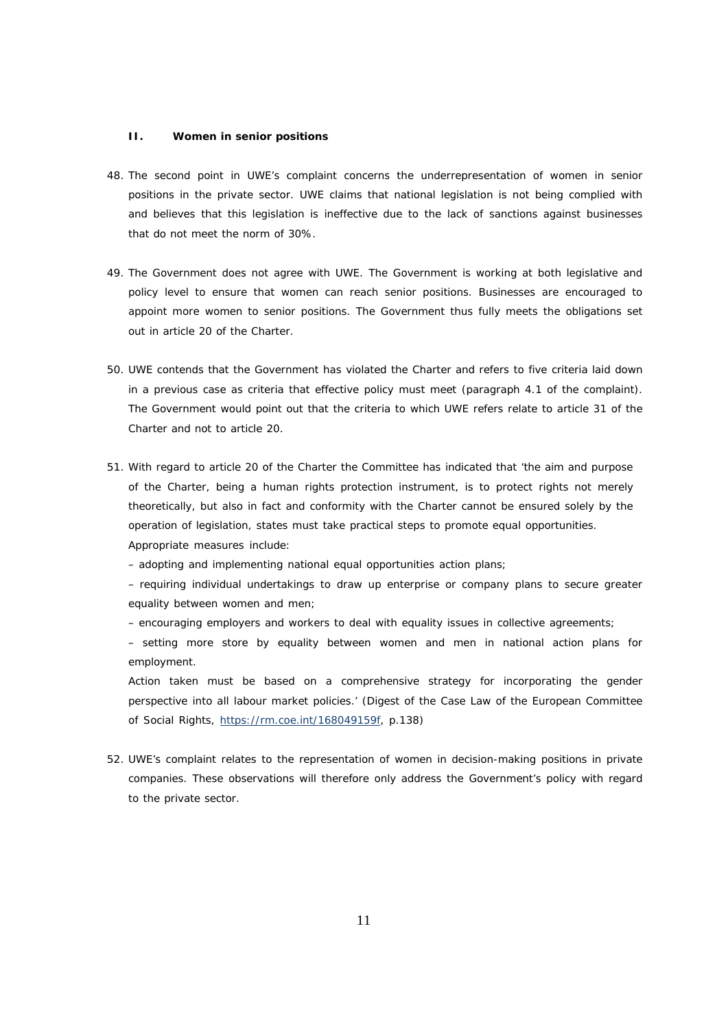## II. Women in senior positions

48. The second point in UWE's complaint concerns the underrepresentation of women in senior positions in the private sector. UWE claims that national legislation is not being complied with and believes that this legislation is ineffective due to the lack of sanctions against businesses that do not meet the norm of 30%.

49. The Government does not agree with UWE. The Government is working at both legislative and policy level to ensure that women can reach senior positions. Businesses are encouraged to appoint more women to senior positions. The Government thus fully meets the obligations set out in article 20 of the Charter.

50. UWE contends that the Government has violated the Charter and refers to five criteria laid down in a previous case as criteria that effective policy must meet (paragraph 4.1 of the complaint). The Government would point out that the criteria to which UWE refers relate to article 31 of the Charter and not to article 20.

51. With regard to article 20 of the Charter the Committee has indicated that 'the aim and purpose of the Charter, being a human rights protection instrument, is to protect rights not merely theoretically, but also in fact and conformity with the Charter cannot be ensured solely by the operation of legislation, states must take practical steps to promote equal opportunities. Appropriate measures include:

    – adopting and implementing national equal opportunities action plans;

    – requiring individual undertakings to draw up enterprise or company plans to secure greater equality between women and men;

    – encouraging employers and workers to deal with equality issues in collective agreements;

    – setting more store by equality between women and men in national action plans for employment.

    Action taken must be based on a comprehensive strategy for incorporating the gender perspective into all labour market policies.' (Digest of the Case Law of the European Committee of Social Rights, https://rm.coe.int/168049159f, p.138)

52. UWE's complaint relates to the representation of women in decision-making positions in private companies. These observations will therefore only address the Government's policy with regard to the private sector.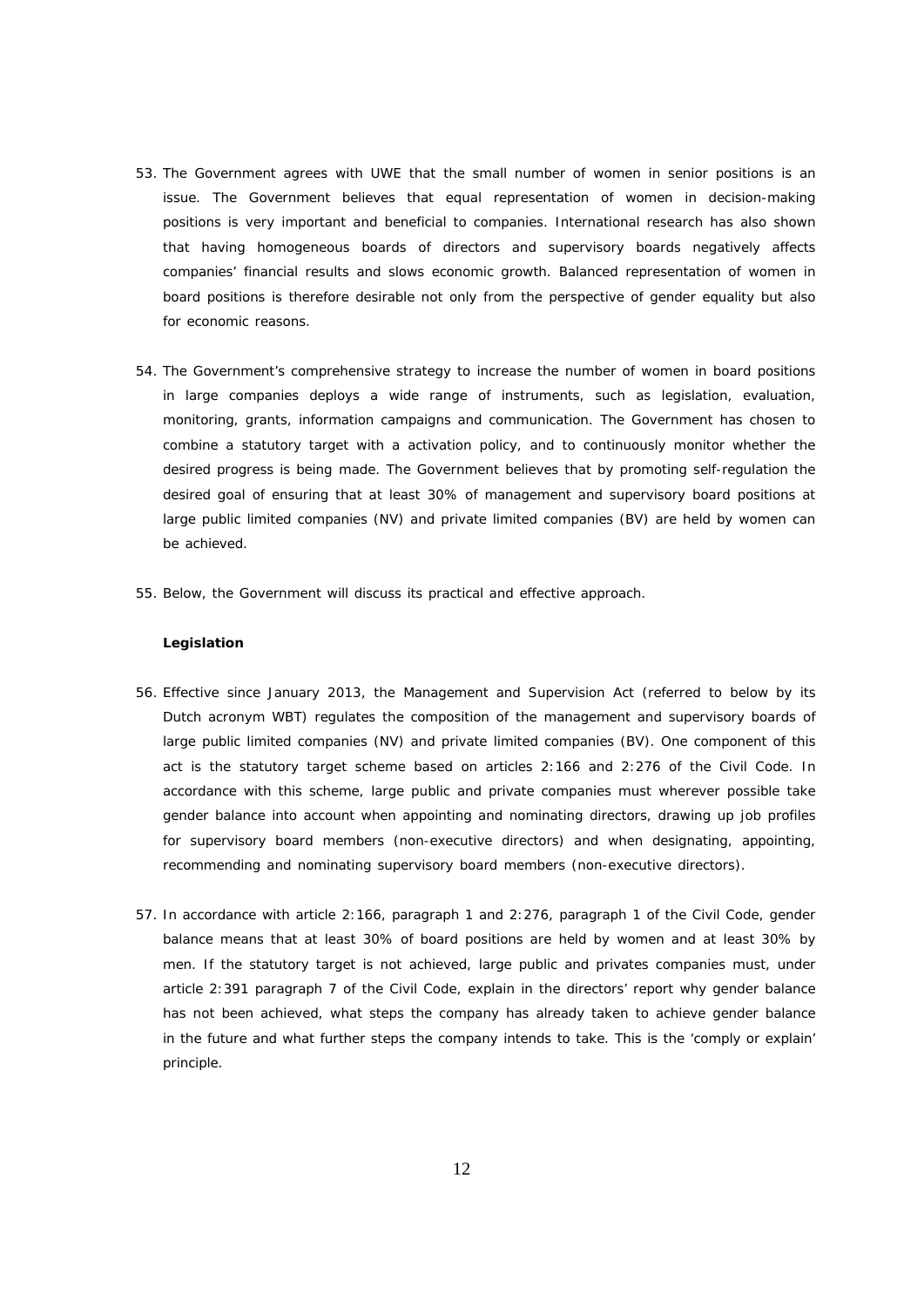53. The Government agrees with UWE that the small number of women in senior positions is an issue. The Government believes that equal representation of women in decision-making positions is very important and beneficial to companies. International research has also shown that having homogeneous boards of directors and supervisory boards negatively affects companies' financial results and slows economic growth. Balanced representation of women in board positions is therefore desirable not only from the perspective of gender equality but also for economic reasons.

54. The Government's comprehensive strategy to increase the number of women in board positions in large companies deploys a wide range of instruments, such as legislation, evaluation, monitoring, grants, information campaigns and communication. The Government has chosen to combine a statutory target with a activation policy, and to continuously monitor whether the desired progress is being made. The Government believes that by promoting self-regulation the desired goal of ensuring that at least 30% of management and supervisory board positions at large public limited companies (NV) and private limited companies (BV) are held by women can be achieved.

55. Below, the Government will discuss its practical and effective approach.

**Legislation**

56. Effective since January 2013, the Management and Supervision Act (referred to below by its Dutch acronym WBT) regulates the composition of the management and supervisory boards of large public limited companies (NV) and private limited companies (BV). One component of this act is the statutory target scheme based on articles 2:166 and 2:276 of the Civil Code. In accordance with this scheme, large public and private companies must wherever possible take gender balance into account when appointing and nominating directors, drawing up job profiles for supervisory board members (non-executive directors) and when designating, appointing, recommending and nominating supervisory board members (non-executive directors).

57. In accordance with article 2:166, paragraph 1 and 2:276, paragraph 1 of the Civil Code, gender balance means that at least 30% of board positions are held by women and at least 30% by men. If the statutory target is not achieved, large public and privates companies must, under article 2:391 paragraph 7 of the Civil Code, explain in the directors' report why gender balance has not been achieved, what steps the company has already taken to achieve gender balance in the future and what further steps the company intends to take. This is the 'comply or explain' principle.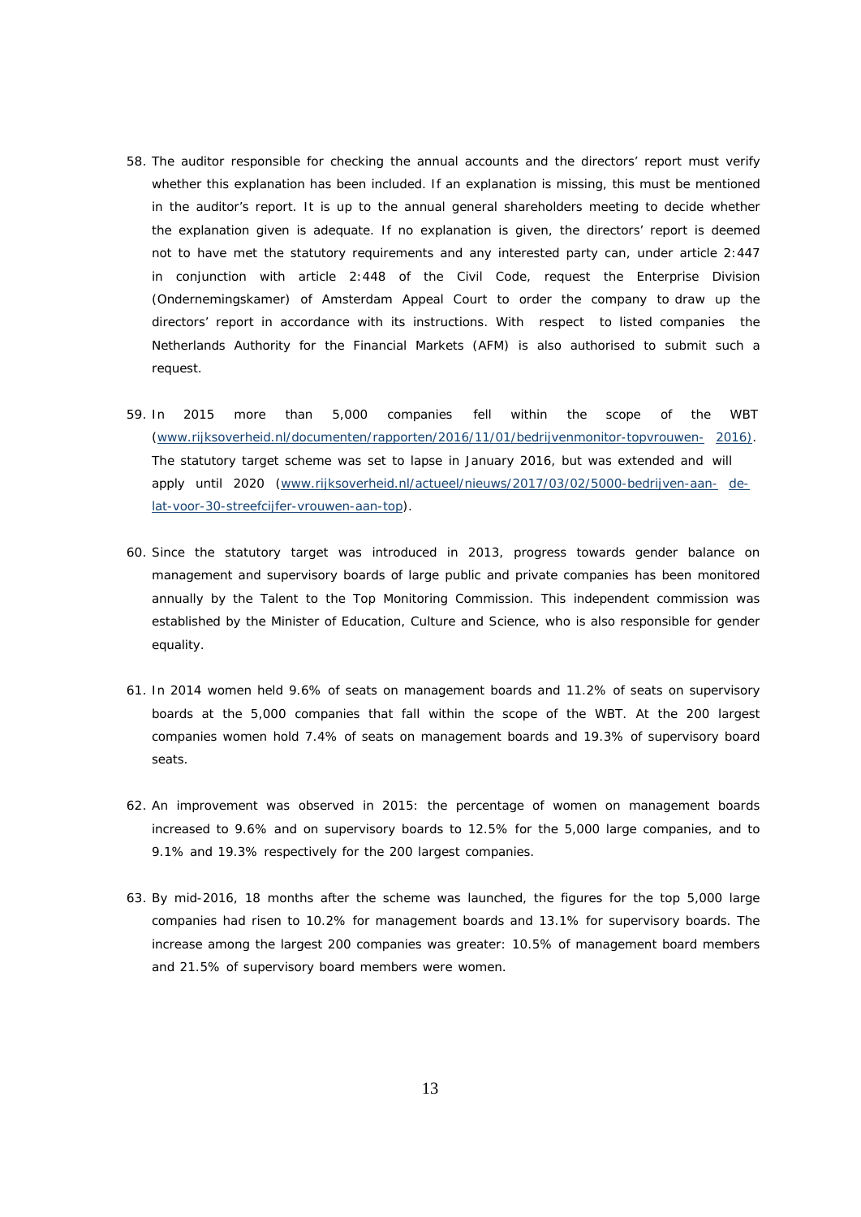58. The auditor responsible for checking the annual accounts and the directors' report must verify whether this explanation has been included. If an explanation is missing, this must be mentioned in the auditor's report. It is up to the annual general shareholders meeting to decide whether the explanation given is adequate. If no explanation is given, the directors' report is deemed not to have met the statutory requirements and any interested party can, under article 2:447 in conjunction with article 2:448 of the Civil Code, request the Enterprise Division (Ondernemingskamer) of Amsterdam Appeal Court to order the company to draw up the directors' report in accordance with its instructions. With respect to listed companies the Netherlands Authority for the Financial Markets (AFM) is also authorised to submit such a request.

59. In 2015 more than 5,000 companies fell within the scope of the WBT (www.rijksoverheid.nl/documenten/rapporten/2016/11/01/bedrijvenmonitor-topvrouwen- 2016). The statutory target scheme was set to lapse in January 2016, but was extended and will apply until 2020 (www.rijksoverheid.nl/actueel/nieuws/2017/03/02/5000-bedrijven-aan- de-lat-voor-30-streefcijfer-vrouwen-aan-top).

60. Since the statutory target was introduced in 2013, progress towards gender balance on management and supervisory boards of large public and private companies has been monitored annually by the Talent to the Top Monitoring Commission. This independent commission was established by the Minister of Education, Culture and Science, who is also responsible for gender equality.

61. In 2014 women held 9.6% of seats on management boards and 11.2% of seats on supervisory boards at the 5,000 companies that fall within the scope of the WBT. At the 200 largest companies women hold 7.4% of seats on management boards and 19.3% of supervisory board seats.

62. An improvement was observed in 2015: the percentage of women on management boards increased to 9.6% and on supervisory boards to 12.5% for the 5,000 large companies, and to 9.1% and 19.3% respectively for the 200 largest companies.

63. By mid-2016, 18 months after the scheme was launched, the figures for the top 5,000 large companies had risen to 10.2% for management boards and 13.1% for supervisory boards. The increase among the largest 200 companies was greater: 10.5% of management board members and 21.5% of supervisory board members were women.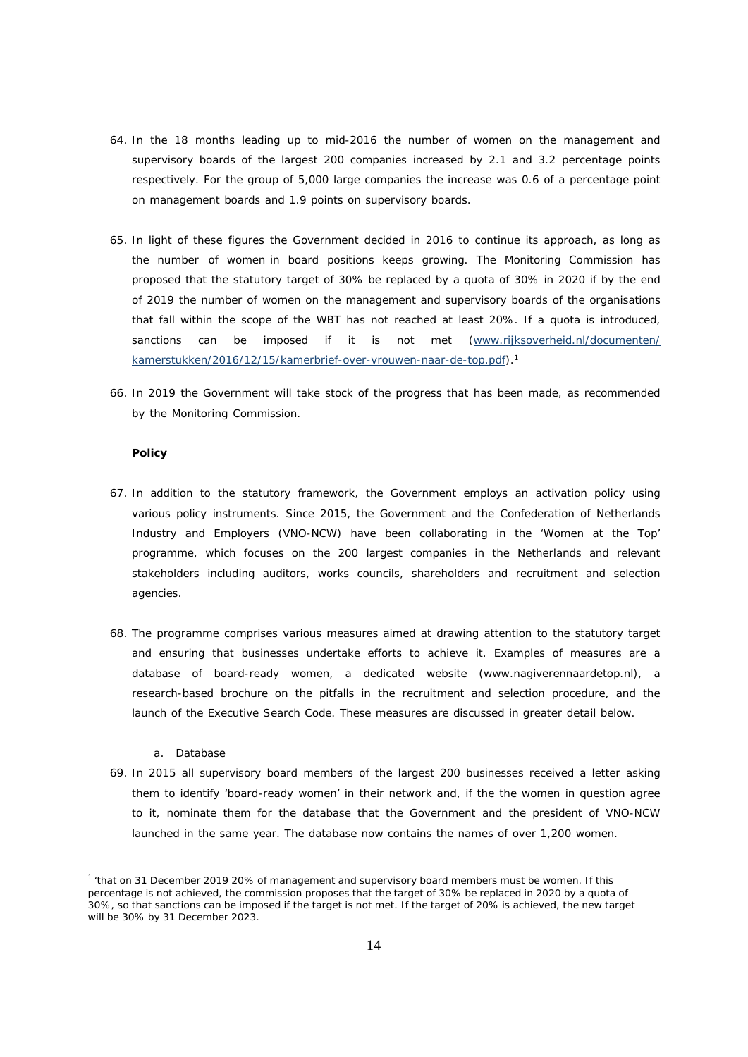64. In the 18 months leading up to mid-2016 the number of women on the management and supervisory boards of the largest 200 companies increased by 2.1 and 3.2 percentage points respectively. For the group of 5,000 large companies the increase was 0.6 of a percentage point on management boards and 1.9 points on supervisory boards.

65. In light of these figures the Government decided in 2016 to continue its approach, as long as the number of women in board positions keeps growing. The Monitoring Commission has proposed that the statutory target of 30% be replaced by a quota of 30% in 2020 if by the end of 2019 the number of women on the management and supervisory boards of the organisations that fall within the scope of the WBT has not reached at least 20%. If a quota is introduced, sanctions can be imposed if it is not met ([www.rijksoverheid.nl/documenten/kamerstukken/2016/12/15/kamerbrief-over-vrouwen-naar-de-top.pdf](www.rijksoverheid.nl/documenten/kamerstukken/2016/12/15/kamerbrief-over-vrouwen-naar-de-top.pdf)).[1]

66. In 2019 the Government will take stock of the progress that has been made, as recommended by the Monitoring Commission.

**Policy**

67. In addition to the statutory framework, the Government employs an activation policy using various policy instruments. Since 2015, the Government and the Confederation of Netherlands Industry and Employers (VNO-NCW) have been collaborating in the 'Women at the Top' programme, which focuses on the 200 largest companies in the Netherlands and relevant stakeholders including auditors, works councils, shareholders and recruitment and selection agencies.

68. The programme comprises various measures aimed at drawing attention to the statutory target and ensuring that businesses undertake efforts to achieve it. Examples of measures are a database of board-ready women, a dedicated website (www.nagiverennaardetop.nl), a research-based brochure on the pitfalls in the recruitment and selection procedure, and the launch of the Executive Search Code. These measures are discussed in greater detail below.

a. Database

69. In 2015 all supervisory board members of the largest 200 businesses received a letter asking them to identify 'board-ready women' in their network and, if the the women in question agree to it, nominate them for the database that the Government and the president of VNO-NCW launched in the same year. The database now contains the names of over 1,200 women.

---

[1] 'that on 31 December 2019 20% of management and supervisory board members must be women. If this percentage is not achieved, the commission proposes that the target of 30% be replaced in 2020 by a quota of 30%, so that sanctions can be imposed if the target is not met. If the target of 20% is achieved, the new target will be 30% by 31 December 2023.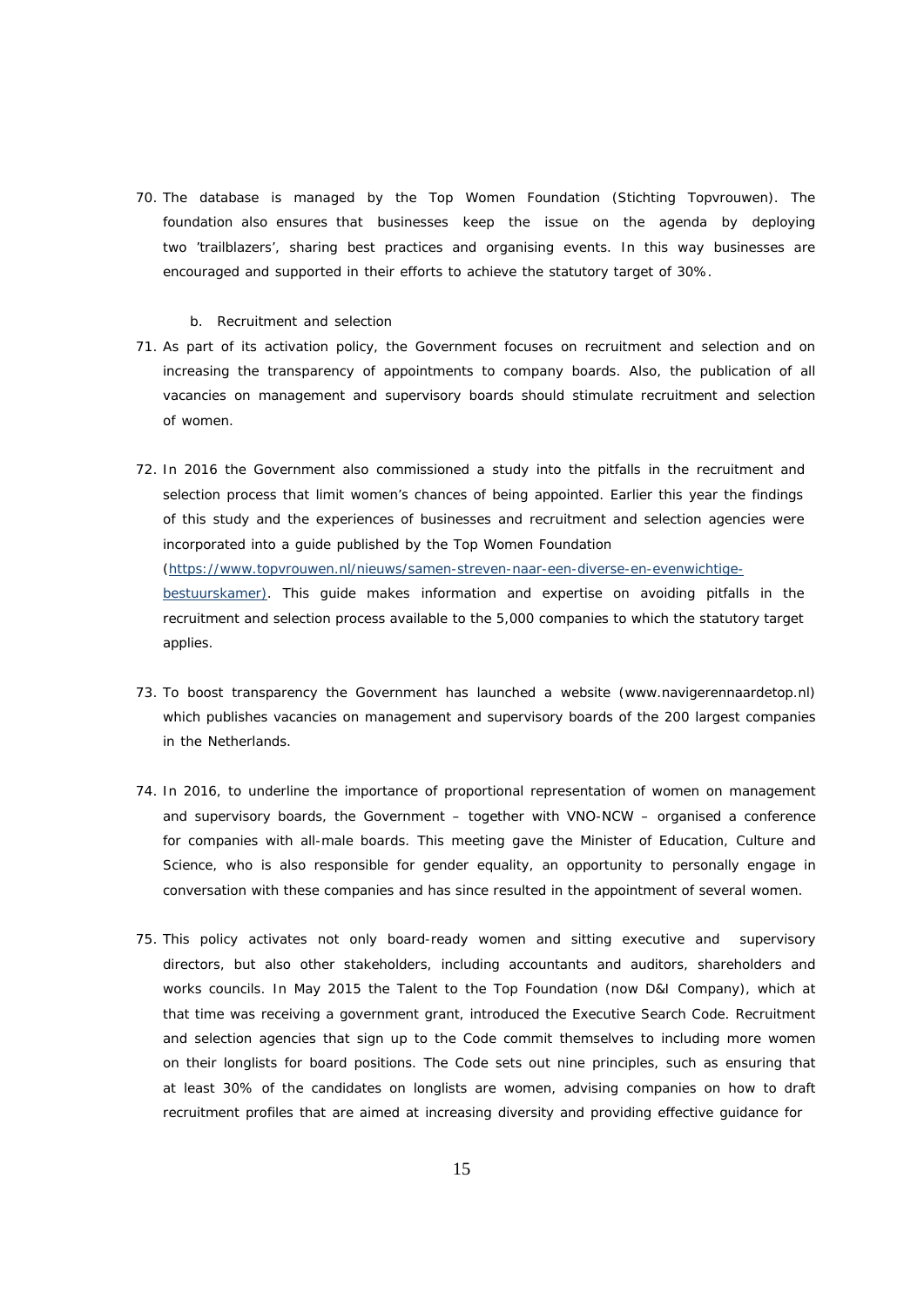70. The database is managed by the Top Women Foundation (Stichting Topvrouwen). The foundation also ensures that businesses keep the issue on the agenda by deploying two 'trailblazers', sharing best practices and organising events. In this way businesses are encouraged and supported in their efforts to achieve the statutory target of 30%.

   b. Recruitment and selection

71. As part of its activation policy, the Government focuses on recruitment and selection and on increasing the transparency of appointments to company boards. Also, the publication of all vacancies on management and supervisory boards should stimulate recruitment and selection of women.

72. In 2016 the Government also commissioned a study into the pitfalls in the recruitment and selection process that limit women's chances of being appointed. Earlier this year the findings of this study and the experiences of businesses and recruitment and selection agencies were incorporated into a guide published by the Top Women Foundation (https://www.topvrouwen.nl/nieuws/samen-streven-naar-een-diverse-en-evenwichtige-bestuurskamer). This guide makes information and expertise on avoiding pitfalls in the recruitment and selection process available to the 5,000 companies to which the statutory target applies.

73. To boost transparency the Government has launched a website (www.navigerennaardetop.nl) which publishes vacancies on management and supervisory boards of the 200 largest companies in the Netherlands.

74. In 2016, to underline the importance of proportional representation of women on management and supervisory boards, the Government – together with VNO-NCW – organised a conference for companies with all-male boards. This meeting gave the Minister of Education, Culture and Science, who is also responsible for gender equality, an opportunity to personally engage in conversation with these companies and has since resulted in the appointment of several women.

75. This policy activates not only board-ready women and sitting executive and supervisory directors, but also other stakeholders, including accountants and auditors, shareholders and works councils. In May 2015 the Talent to the Top Foundation (now D&I Company), which at that time was receiving a government grant, introduced the Executive Search Code. Recruitment and selection agencies that sign up to the Code commit themselves to including more women on their longlists for board positions. The Code sets out nine principles, such as ensuring that at least 30% of the candidates on longlists are women, advising companies on how to draft recruitment profiles that are aimed at increasing diversity and providing effective guidance for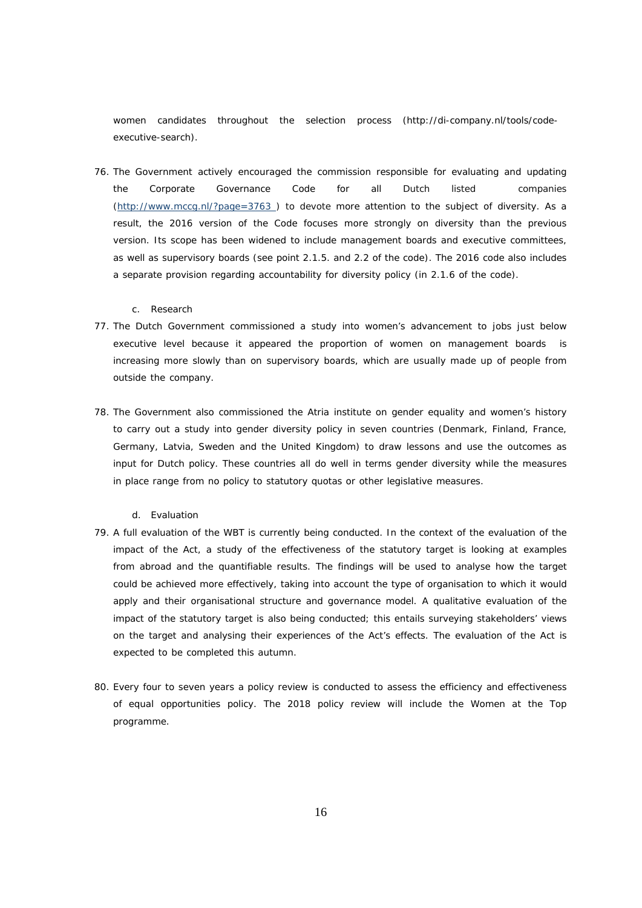women candidates throughout the selection process (http://di-company.nl/tools/code-executive-search).

76. The Government actively encouraged the commission responsible for evaluating and updating the Corporate Governance Code for all Dutch listed companies (http://www.mccg.nl/?page=3763 ) to devote more attention to the subject of diversity. As a result, the 2016 version of the Code focuses more strongly on diversity than the previous version. Its scope has been widened to include management boards and executive committees, as well as supervisory boards (see point 2.1.5. and 2.2 of the code). The 2016 code also includes a separate provision regarding accountability for diversity policy (in 2.1.6 of the code).

c. Research

77. The Dutch Government commissioned a study into women's advancement to jobs just below executive level because it appeared the proportion of women on management boards is increasing more slowly than on supervisory boards, which are usually made up of people from outside the company.

78. The Government also commissioned the Atria institute on gender equality and women's history to carry out a study into gender diversity policy in seven countries (Denmark, Finland, France, Germany, Latvia, Sweden and the United Kingdom) to draw lessons and use the outcomes as input for Dutch policy. These countries all do well in terms gender diversity while the measures in place range from no policy to statutory quotas or other legislative measures.

d. Evaluation

79. A full evaluation of the WBT is currently being conducted. In the context of the evaluation of the impact of the Act, a study of the effectiveness of the statutory target is looking at examples from abroad and the quantifiable results. The findings will be used to analyse how the target could be achieved more effectively, taking into account the type of organisation to which it would apply and their organisational structure and governance model. A qualitative evaluation of the impact of the statutory target is also being conducted; this entails surveying stakeholders' views on the target and analysing their experiences of the Act's effects. The evaluation of the Act is expected to be completed this autumn.

80. Every four to seven years a policy review is conducted to assess the efficiency and effectiveness of equal opportunities policy. The 2018 policy review will include the Women at the Top programme.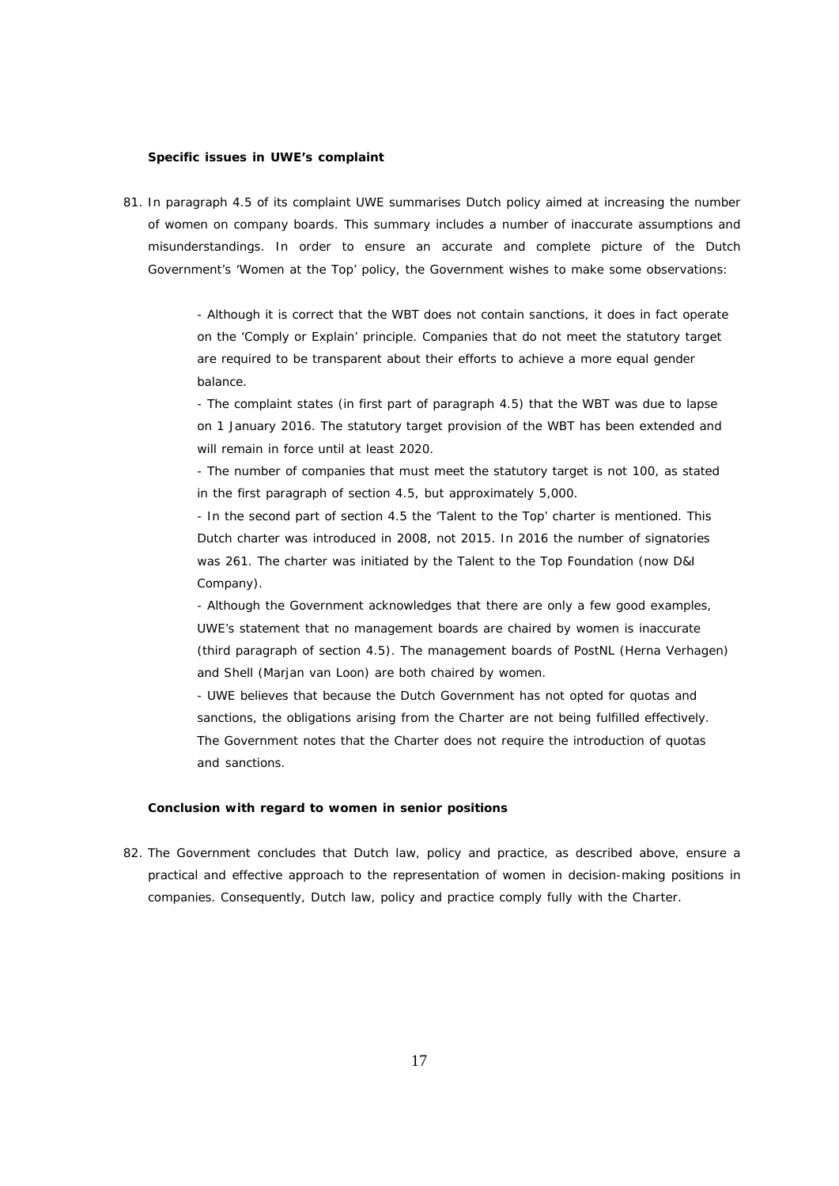**Specific issues in UWE's complaint**

81. In paragraph 4.5 of its complaint UWE summarises Dutch policy aimed at increasing the number of women on company boards. This summary includes a number of inaccurate assumptions and misunderstandings. In order to ensure an accurate and complete picture of the Dutch Government's 'Women at the Top' policy, the Government wishes to make some observations:

    - Although it is correct that the WBT does not contain sanctions, it does in fact operate on the 'Comply or Explain' principle. Companies that do not meet the statutory target are required to be transparent about their efforts to achieve a more equal gender balance.
    - The complaint states (in first part of paragraph 4.5) that the WBT was due to lapse on 1 January 2016. The statutory target provision of the WBT has been extended and will remain in force until at least 2020.
    - The number of companies that must meet the statutory target is not 100, as stated in the first paragraph of section 4.5, but approximately 5,000.
    - In the second part of section 4.5 the 'Talent to the Top' charter is mentioned. This Dutch charter was introduced in 2008, not 2015. In 2016 the number of signatories was 261. The charter was initiated by the Talent to the Top Foundation (now D&I Company).
    - Although the Government acknowledges that there are only a few good examples, UWE's statement that no management boards are chaired by women is inaccurate (third paragraph of section 4.5). The management boards of PostNL (Herna Verhagen) and Shell (Marjan van Loon) are both chaired by women.
    - UWE believes that because the Dutch Government has not opted for quotas and sanctions, the obligations arising from the Charter are not being fulfilled effectively. The Government notes that the Charter does not require the introduction of quotas and sanctions.

**Conclusion with regard to women in senior positions**

82. The Government concludes that Dutch law, policy and practice, as described above, ensure a practical and effective approach to the representation of women in decision-making positions in companies. Consequently, Dutch law, policy and practice comply fully with the Charter.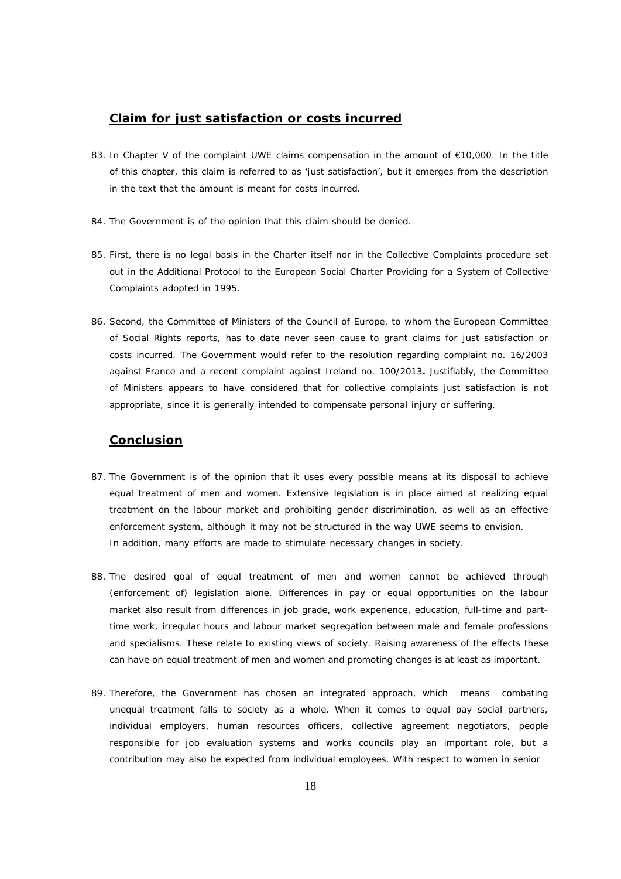## Claim for just satisfaction or costs incurred

83. In Chapter V of the complaint UWE claims compensation in the amount of €10,000. In the title of this chapter, this claim is referred to as 'just satisfaction', but it emerges from the description in the text that the amount is meant for costs incurred.

84. The Government is of the opinion that this claim should be denied.

85. First, there is no legal basis in the Charter itself nor in the Collective Complaints procedure set out in the Additional Protocol to the European Social Charter Providing for a System of Collective Complaints adopted in 1995.

86. Second, the Committee of Ministers of the Council of Europe, to whom the European Committee of Social Rights reports, has to date never seen cause to grant claims for just satisfaction or costs incurred. The Government would refer to the resolution regarding complaint no. 16/2003 against France and a recent complaint against Ireland no. 100/2013**.** Justifiably, the Committee of Ministers appears to have considered that for collective complaints just satisfaction is not appropriate, since it is generally intended to compensate personal injury or suffering.

## Conclusion

87. The Government is of the opinion that it uses every possible means at its disposal to achieve equal treatment of men and women. Extensive legislation is in place aimed at realizing equal treatment on the labour market and prohibiting gender discrimination, as well as an effective enforcement system, although it may not be structured in the way UWE seems to envision.
In addition, many efforts are made to stimulate necessary changes in society.

88. The desired goal of equal treatment of men and women cannot be achieved through (enforcement of) legislation alone. Differences in pay or equal opportunities on the labour market also result from differences in job grade, work experience, education, full-time and part-time work, irregular hours and labour market segregation between male and female professions and specialisms. These relate to existing views of society. Raising awareness of the effects these can have on equal treatment of men and women and promoting changes is at least as important.

89. Therefore, the Government has chosen an integrated approach, which means combating unequal treatment falls to society as a whole. When it comes to equal pay social partners, individual employers, human resources officers, collective agreement negotiators, people responsible for job evaluation systems and works councils play an important role, but a contribution may also be expected from individual employees. With respect to women in senior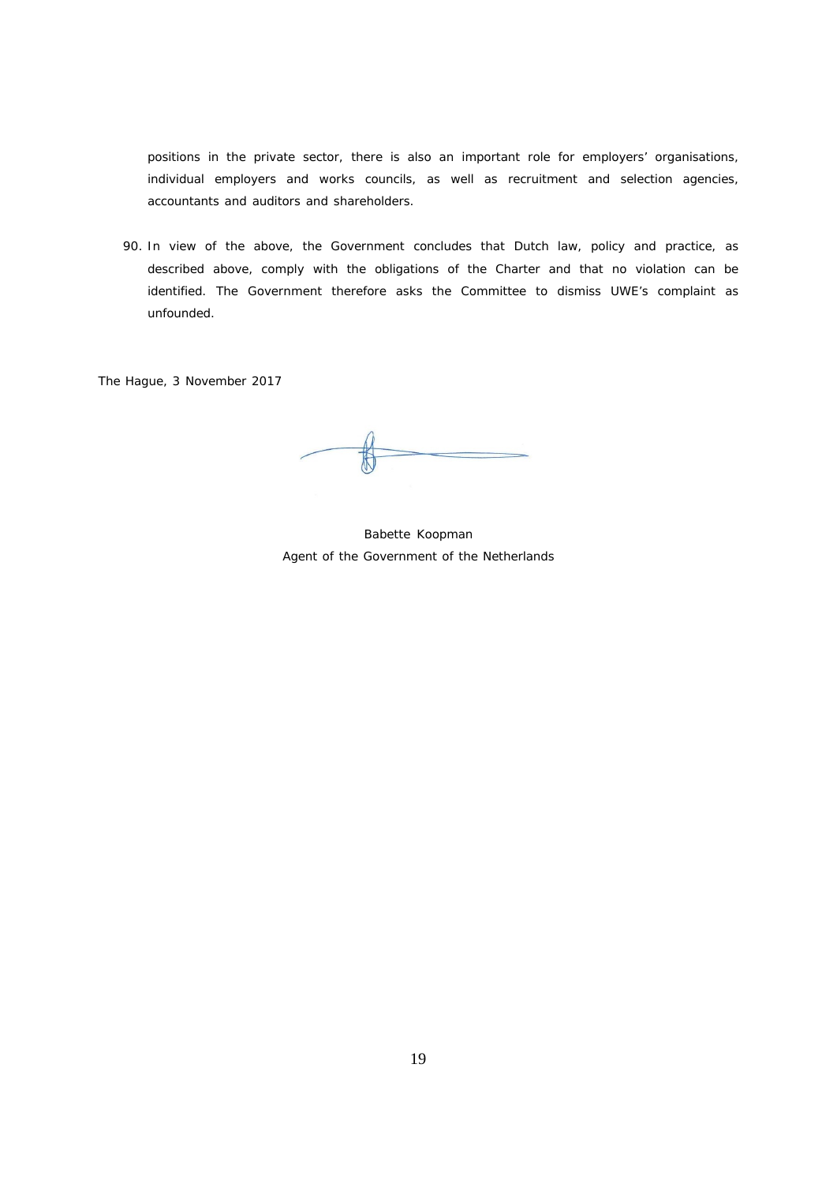positions in the private sector, there is also an important role for employers' organisations, individual employers and works councils, as well as recruitment and selection agencies, accountants and auditors and shareholders.

90. In view of the above, the Government concludes that Dutch law, policy and practice, as described above, comply with the obligations of the Charter and that no violation can be identified. The Government therefore asks the Committee to dismiss UWE's complaint as unfounded.

The Hague, 3 November 2017

Babette Koopman  
Agent of the Government of the Netherlands